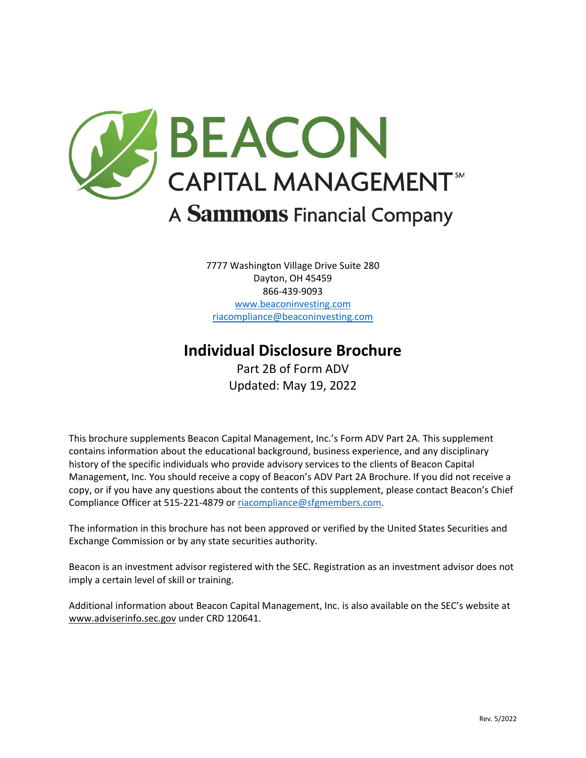# BEACON
## CAPITAL MANAGEMENT℠
### A Sammons Financial Company

7777 Washington Village Drive Suite 280
Dayton, OH 45459
866-439-9093
www.beaconinvesting.com
riacompliance@beaconinvesting.com

# Individual Disclosure Brochure

Part 2B of Form ADV
Updated: May 19, 2022

This brochure supplements Beacon Capital Management, Inc.'s Form ADV Part 2A. This supplement contains information about the educational background, business experience, and any disciplinary history of the specific individuals who provide advisory services to the clients of Beacon Capital Management, Inc. You should receive a copy of Beacon's ADV Part 2A Brochure. If you did not receive a copy, or if you have any questions about the contents of this supplement, please contact Beacon's Chief Compliance Officer at 515-221-4879 or riacompliance@sfgmembers.com.

The information in this brochure has not been approved or verified by the United States Securities and Exchange Commission or by any state securities authority.

Beacon is an investment advisor registered with the SEC. Registration as an investment advisor does not imply a certain level of skill or training.

Additional information about Beacon Capital Management, Inc. is also available on the SEC's website at www.adviserinfo.sec.gov under CRD 120641.

Rev. 5/2022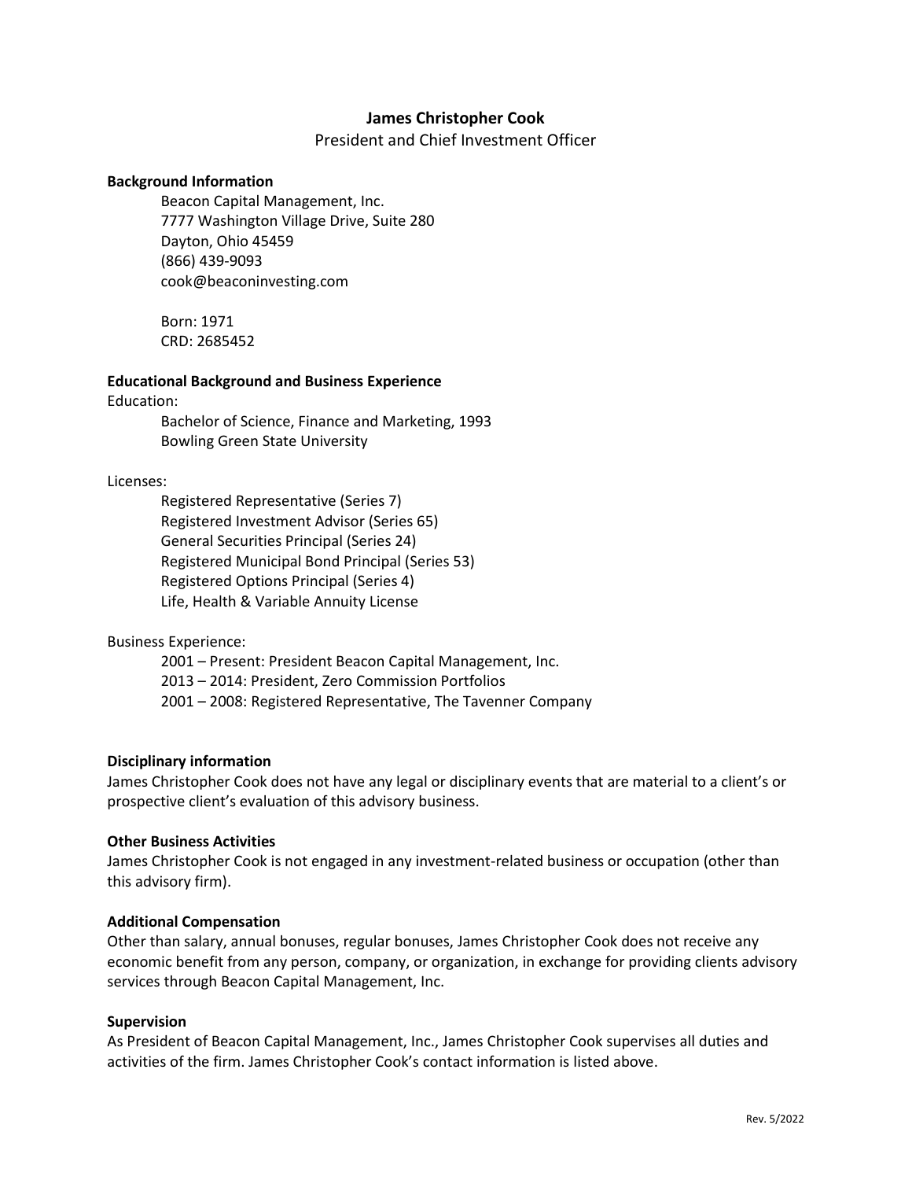# James Christopher Cook

President and Chief Investment Officer

## Background Information

Beacon Capital Management, Inc.
7777 Washington Village Drive, Suite 280
Dayton, Ohio 45459
(866) 439-9093
cook@beaconinvesting.com

Born: 1971
CRD: 2685452

## Educational Background and Business Experience

Education:

Bachelor of Science, Finance and Marketing, 1993
Bowling Green State University

Licenses:

Registered Representative (Series 7)
Registered Investment Advisor (Series 65)
General Securities Principal (Series 24)
Registered Municipal Bond Principal (Series 53)
Registered Options Principal (Series 4)
Life, Health & Variable Annuity License

Business Experience:

2001 – Present: President Beacon Capital Management, Inc.
2013 – 2014: President, Zero Commission Portfolios
2001 – 2008: Registered Representative, The Tavenner Company

## Disciplinary information

James Christopher Cook does not have any legal or disciplinary events that are material to a client's or prospective client's evaluation of this advisory business.

## Other Business Activities

James Christopher Cook is not engaged in any investment-related business or occupation (other than this advisory firm).

## Additional Compensation

Other than salary, annual bonuses, regular bonuses, James Christopher Cook does not receive any economic benefit from any person, company, or organization, in exchange for providing clients advisory services through Beacon Capital Management, Inc.

## Supervision

As President of Beacon Capital Management, Inc., James Christopher Cook supervises all duties and activities of the firm. James Christopher Cook's contact information is listed above.

Rev. 5/2022